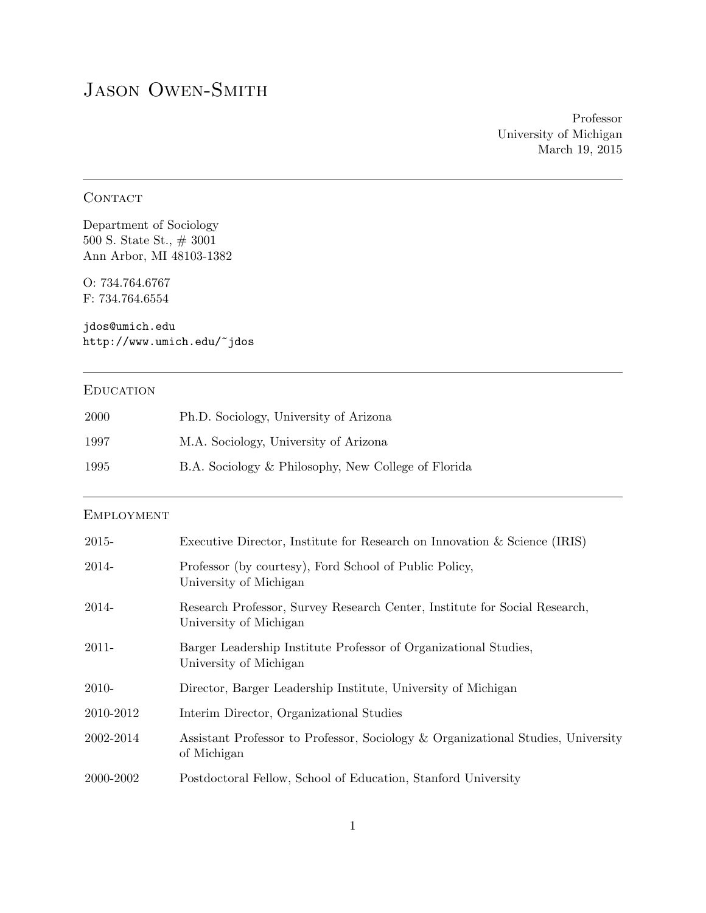# Jason Owen-Smith

Professor
University of Michigan
March 19, 2015

## Contact

Department of Sociology
500 S. State St., # 3001
Ann Arbor, MI 48103-1382

O: 734.764.6767
F: 734.764.6554

jdos@umich.edu
http://www.umich.edu/~jdos

## Education

| | |
|---|---|
| 2000 | Ph.D. Sociology, University of Arizona |
| 1997 | M.A. Sociology, University of Arizona |
| 1995 | B.A. Sociology & Philosophy, New College of Florida |

## Employment

| | |
|---|---|
| 2015- | Executive Director, Institute for Research on Innovation & Science (IRIS) |
| 2014- | Professor (by courtesy), Ford School of Public Policy, University of Michigan |
| 2014- | Research Professor, Survey Research Center, Institute for Social Research, University of Michigan |
| 2011- | Barger Leadership Institute Professor of Organizational Studies, University of Michigan |
| 2010- | Director, Barger Leadership Institute, University of Michigan |
| 2010-2012 | Interim Director, Organizational Studies |
| 2002-2014 | Assistant Professor to Professor, Sociology & Organizational Studies, University of Michigan |
| 2000-2002 | Postdoctoral Fellow, School of Education, Stanford University |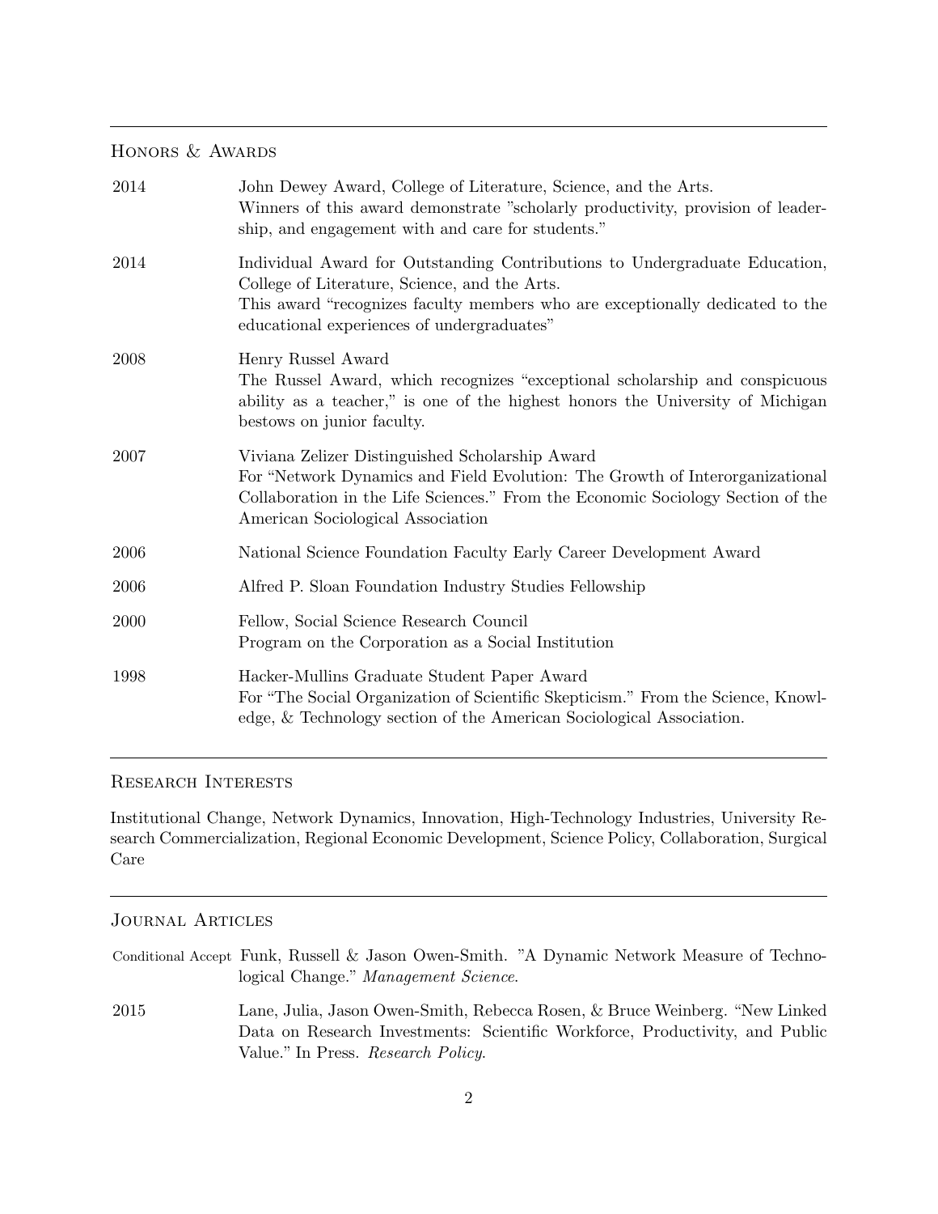## Honors & Awards

2014 — John Dewey Award, College of Literature, Science, and the Arts.
Winners of this award demonstrate "scholarly productivity, provision of leadership, and engagement with and care for students."

2014 — Individual Award for Outstanding Contributions to Undergraduate Education, College of Literature, Science, and the Arts.
This award "recognizes faculty members who are exceptionally dedicated to the educational experiences of undergraduates"

2008 — Henry Russel Award
The Russel Award, which recognizes "exceptional scholarship and conspicuous ability as a teacher," is one of the highest honors the University of Michigan bestows on junior faculty.

2007 — Viviana Zelizer Distinguished Scholarship Award
For "Network Dynamics and Field Evolution: The Growth of Interorganizational Collaboration in the Life Sciences." From the Economic Sociology Section of the American Sociological Association

2006 — National Science Foundation Faculty Early Career Development Award

2006 — Alfred P. Sloan Foundation Industry Studies Fellowship

2000 — Fellow, Social Science Research Council
Program on the Corporation as a Social Institution

1998 — Hacker-Mullins Graduate Student Paper Award
For "The Social Organization of Scientific Skepticism." From the Science, Knowledge, & Technology section of the American Sociological Association.

## Research Interests

Institutional Change, Network Dynamics, Innovation, High-Technology Industries, University Research Commercialization, Regional Economic Development, Science Policy, Collaboration, Surgical Care

## Journal Articles

Conditional Accept — Funk, Russell & Jason Owen-Smith. "A Dynamic Network Measure of Technological Change." *Management Science*.

2015 — Lane, Julia, Jason Owen-Smith, Rebecca Rosen, & Bruce Weinberg. "New Linked Data on Research Investments: Scientific Workforce, Productivity, and Public Value." In Press. *Research Policy*.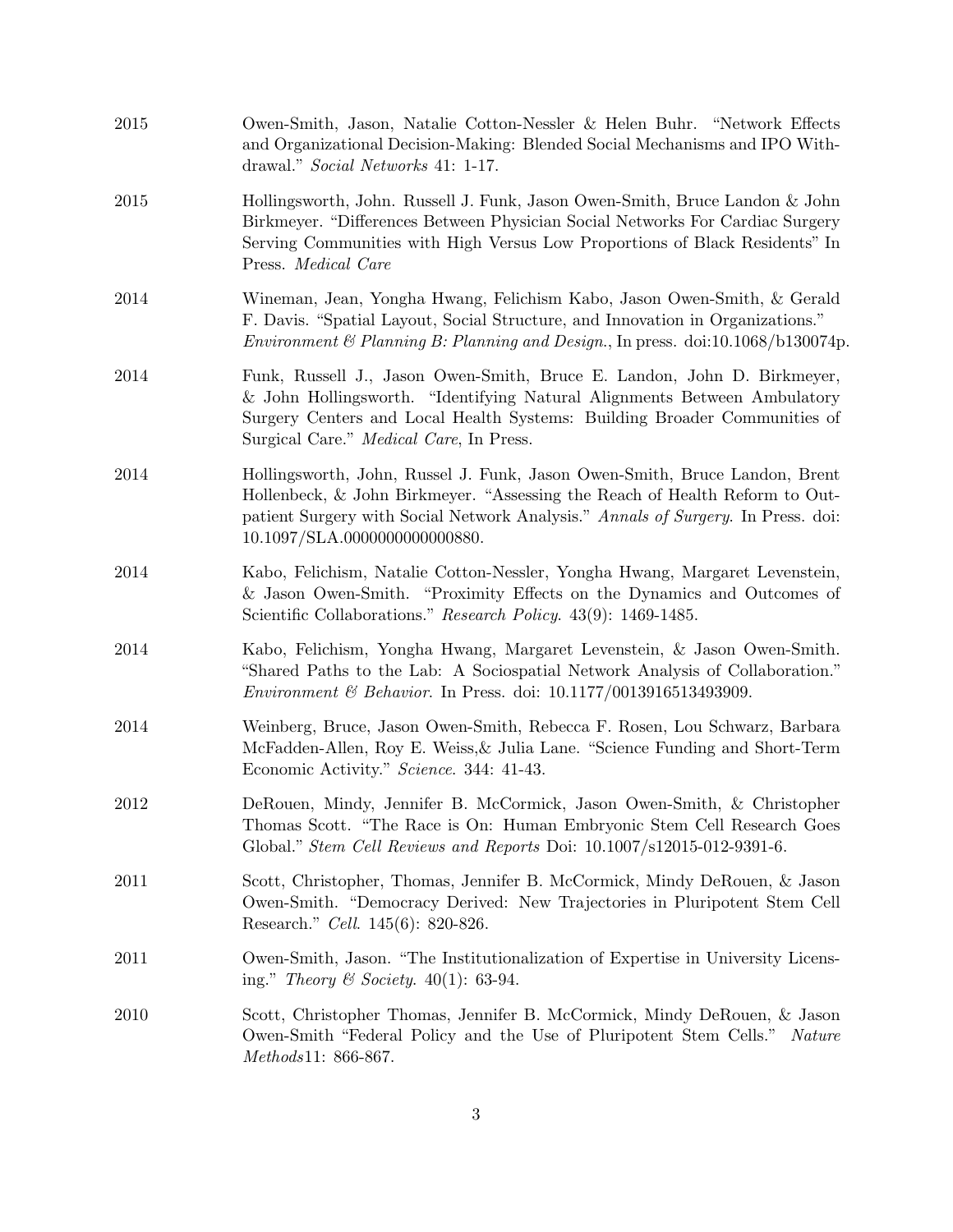2015 Owen-Smith, Jason, Natalie Cotton-Nessler & Helen Buhr. "Network Effects and Organizational Decision-Making: Blended Social Mechanisms and IPO Withdrawal." *Social Networks* 41: 1-17.

2015 Hollingsworth, John. Russell J. Funk, Jason Owen-Smith, Bruce Landon & John Birkmeyer. "Differences Between Physician Social Networks For Cardiac Surgery Serving Communities with High Versus Low Proportions of Black Residents" In Press. *Medical Care*

2014 Wineman, Jean, Yongha Hwang, Felichism Kabo, Jason Owen-Smith, & Gerald F. Davis. "Spatial Layout, Social Structure, and Innovation in Organizations." *Environment & Planning B: Planning and Design.*, In press. doi:10.1068/b130074p.

2014 Funk, Russell J., Jason Owen-Smith, Bruce E. Landon, John D. Birkmeyer, & John Hollingsworth. "Identifying Natural Alignments Between Ambulatory Surgery Centers and Local Health Systems: Building Broader Communities of Surgical Care." *Medical Care*, In Press.

2014 Hollingsworth, John, Russel J. Funk, Jason Owen-Smith, Bruce Landon, Brent Hollenbeck, & John Birkmeyer. "Assessing the Reach of Health Reform to Outpatient Surgery with Social Network Analysis." *Annals of Surgery*. In Press. doi: 10.1097/SLA.0000000000000880.

2014 Kabo, Felichism, Natalie Cotton-Nessler, Yongha Hwang, Margaret Levenstein, & Jason Owen-Smith. "Proximity Effects on the Dynamics and Outcomes of Scientific Collaborations." *Research Policy*. 43(9): 1469-1485.

2014 Kabo, Felichism, Yongha Hwang, Margaret Levenstein, & Jason Owen-Smith. "Shared Paths to the Lab: A Sociospatial Network Analysis of Collaboration." *Environment & Behavior*. In Press. doi: 10.1177/0013916513493909.

2014 Weinberg, Bruce, Jason Owen-Smith, Rebecca F. Rosen, Lou Schwarz, Barbara McFadden-Allen, Roy E. Weiss,& Julia Lane. "Science Funding and Short-Term Economic Activity." *Science*. 344: 41-43.

2012 DeRouen, Mindy, Jennifer B. McCormick, Jason Owen-Smith, & Christopher Thomas Scott. "The Race is On: Human Embryonic Stem Cell Research Goes Global." *Stem Cell Reviews and Reports* Doi: 10.1007/s12015-012-9391-6.

2011 Scott, Christopher, Thomas, Jennifer B. McCormick, Mindy DeRouen, & Jason Owen-Smith. "Democracy Derived: New Trajectories in Pluripotent Stem Cell Research." *Cell*. 145(6): 820-826.

2011 Owen-Smith, Jason. "The Institutionalization of Expertise in University Licensing." *Theory & Society*. 40(1): 63-94.

2010 Scott, Christopher Thomas, Jennifer B. McCormick, Mindy DeRouen, & Jason Owen-Smith "Federal Policy and the Use of Pluripotent Stem Cells." *Nature Methods*11: 866-867.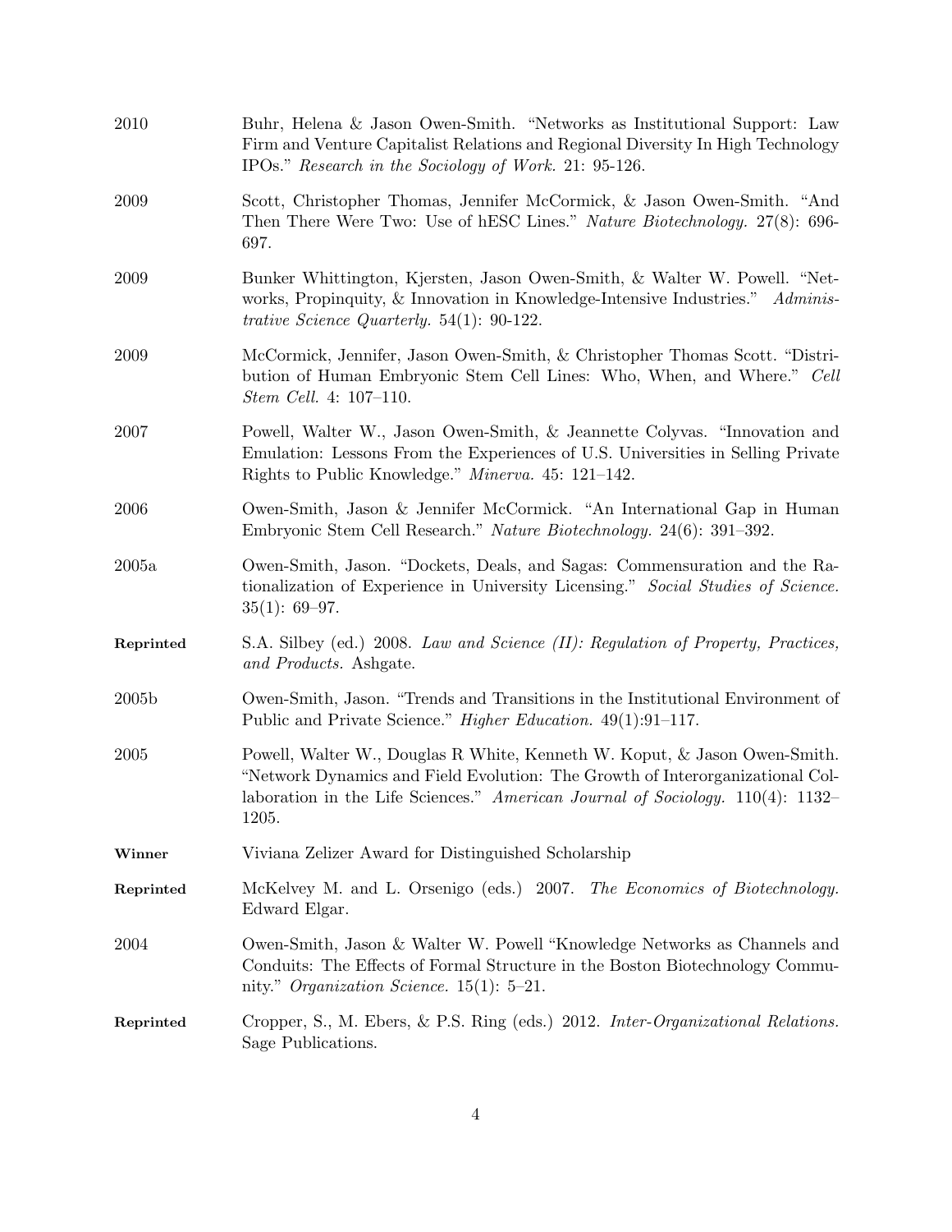2010 Buhr, Helena & Jason Owen-Smith. "Networks as Institutional Support: Law Firm and Venture Capitalist Relations and Regional Diversity In High Technology IPOs." *Research in the Sociology of Work.* 21: 95-126.

2009 Scott, Christopher Thomas, Jennifer McCormick, & Jason Owen-Smith. "And Then There Were Two: Use of hESC Lines." *Nature Biotechnology.* 27(8): 696-697.

2009 Bunker Whittington, Kjersten, Jason Owen-Smith, & Walter W. Powell. "Networks, Propinquity, & Innovation in Knowledge-Intensive Industries." *Administrative Science Quarterly.* 54(1): 90-122.

2009 McCormick, Jennifer, Jason Owen-Smith, & Christopher Thomas Scott. "Distribution of Human Embryonic Stem Cell Lines: Who, When, and Where." *Cell Stem Cell.* 4: 107–110.

2007 Powell, Walter W., Jason Owen-Smith, & Jeannette Colyvas. "Innovation and Emulation: Lessons From the Experiences of U.S. Universities in Selling Private Rights to Public Knowledge." *Minerva.* 45: 121–142.

2006 Owen-Smith, Jason & Jennifer McCormick. "An International Gap in Human Embryonic Stem Cell Research." *Nature Biotechnology.* 24(6): 391–392.

2005a Owen-Smith, Jason. "Dockets, Deals, and Sagas: Commensuration and the Rationalization of Experience in University Licensing." *Social Studies of Science.* 35(1): 69–97.

**Reprinted** S.A. Silbey (ed.) 2008. *Law and Science (II): Regulation of Property, Practices, and Products.* Ashgate.

2005b Owen-Smith, Jason. "Trends and Transitions in the Institutional Environment of Public and Private Science." *Higher Education.* 49(1):91–117.

2005 Powell, Walter W., Douglas R White, Kenneth W. Koput, & Jason Owen-Smith. "Network Dynamics and Field Evolution: The Growth of Interorganizational Collaboration in the Life Sciences." *American Journal of Sociology.* 110(4): 1132–1205.

**Winner** Viviana Zelizer Award for Distinguished Scholarship

**Reprinted** McKelvey M. and L. Orsenigo (eds.) 2007. *The Economics of Biotechnology.* Edward Elgar.

2004 Owen-Smith, Jason & Walter W. Powell "Knowledge Networks as Channels and Conduits: The Effects of Formal Structure in the Boston Biotechnology Community." *Organization Science.* 15(1): 5–21.

**Reprinted** Cropper, S., M. Ebers, & P.S. Ring (eds.) 2012. *Inter-Organizational Relations.* Sage Publications.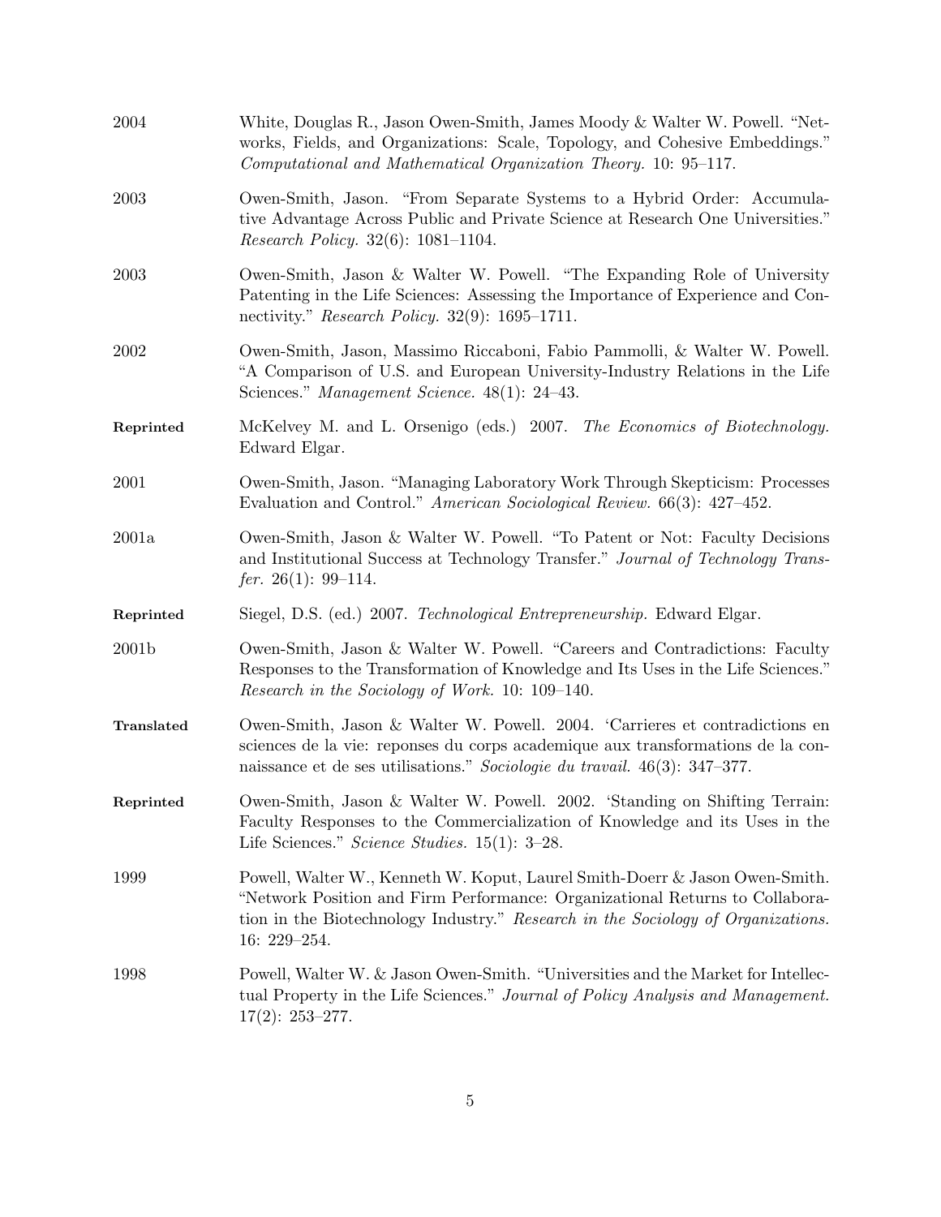2004 White, Douglas R., Jason Owen-Smith, James Moody & Walter W. Powell. "Networks, Fields, and Organizations: Scale, Topology, and Cohesive Embeddings." *Computational and Mathematical Organization Theory.* 10: 95–117.

2003 Owen-Smith, Jason. "From Separate Systems to a Hybrid Order: Accumulative Advantage Across Public and Private Science at Research One Universities." *Research Policy.* 32(6): 1081–1104.

2003 Owen-Smith, Jason & Walter W. Powell. "The Expanding Role of University Patenting in the Life Sciences: Assessing the Importance of Experience and Connectivity." *Research Policy.* 32(9): 1695–1711.

2002 Owen-Smith, Jason, Massimo Riccaboni, Fabio Pammolli, & Walter W. Powell. "A Comparison of U.S. and European University-Industry Relations in the Life Sciences." *Management Science.* 48(1): 24–43.

**Reprinted** McKelvey M. and L. Orsenigo (eds.) 2007. *The Economics of Biotechnology.* Edward Elgar.

2001 Owen-Smith, Jason. "Managing Laboratory Work Through Skepticism: Processes Evaluation and Control." *American Sociological Review.* 66(3): 427–452.

2001a Owen-Smith, Jason & Walter W. Powell. "To Patent or Not: Faculty Decisions and Institutional Success at Technology Transfer." *Journal of Technology Transfer.* 26(1): 99–114.

**Reprinted** Siegel, D.S. (ed.) 2007. *Technological Entrepreneurship.* Edward Elgar.

2001b Owen-Smith, Jason & Walter W. Powell. "Careers and Contradictions: Faculty Responses to the Transformation of Knowledge and Its Uses in the Life Sciences." *Research in the Sociology of Work.* 10: 109–140.

**Translated** Owen-Smith, Jason & Walter W. Powell. 2004. 'Carrieres et contradictions en sciences de la vie: reponses du corps academique aux transformations de la connaissance et de ses utilisations." *Sociologie du travail.* 46(3): 347–377.

**Reprinted** Owen-Smith, Jason & Walter W. Powell. 2002. 'Standing on Shifting Terrain: Faculty Responses to the Commercialization of Knowledge and its Uses in the Life Sciences." *Science Studies.* 15(1): 3–28.

1999 Powell, Walter W., Kenneth W. Koput, Laurel Smith-Doerr & Jason Owen-Smith. "Network Position and Firm Performance: Organizational Returns to Collaboration in the Biotechnology Industry." *Research in the Sociology of Organizations.* 16: 229–254.

1998 Powell, Walter W. & Jason Owen-Smith. "Universities and the Market for Intellectual Property in the Life Sciences." *Journal of Policy Analysis and Management.* 17(2): 253–277.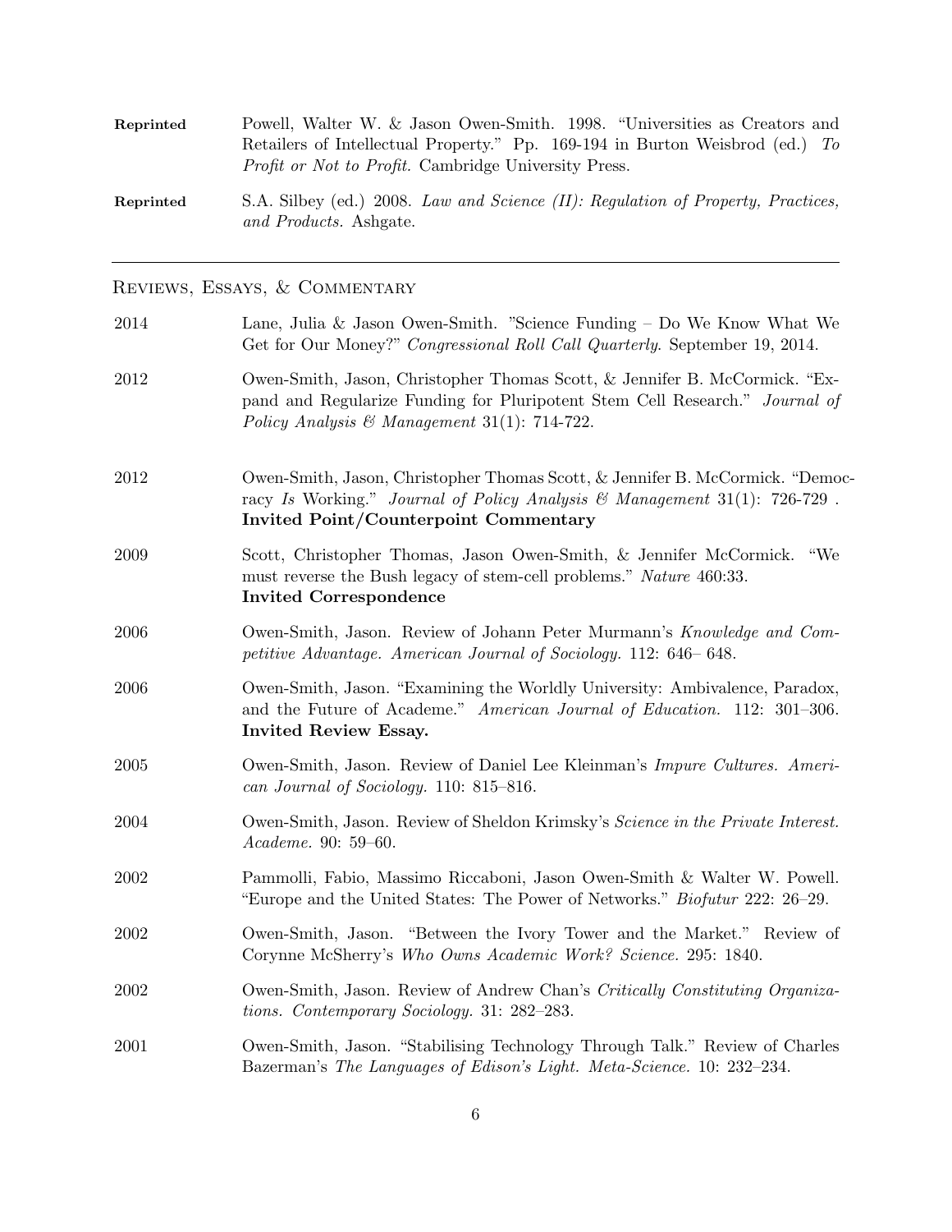**Reprinted** Powell, Walter W. & Jason Owen-Smith. 1998. "Universities as Creators and Retailers of Intellectual Property." Pp. 169-194 in Burton Weisbrod (ed.) *To Profit or Not to Profit*. Cambridge University Press.

**Reprinted** S.A. Silbey (ed.) 2008. *Law and Science (II): Regulation of Property, Practices, and Products.* Ashgate.

---

## Reviews, Essays, & Commentary

2014 Lane, Julia & Jason Owen-Smith. "Science Funding – Do We Know What We Get for Our Money?" *Congressional Roll Call Quarterly*. September 19, 2014.

2012 Owen-Smith, Jason, Christopher Thomas Scott, & Jennifer B. McCormick. "Expand and Regularize Funding for Pluripotent Stem Cell Research." *Journal of Policy Analysis & Management* 31(1): 714-722.

2012 Owen-Smith, Jason, Christopher Thomas Scott, & Jennifer B. McCormick. "Democracy *Is* Working." *Journal of Policy Analysis & Management* 31(1): 726-729 .
**Invited Point/Counterpoint Commentary**

2009 Scott, Christopher Thomas, Jason Owen-Smith, & Jennifer McCormick. "We must reverse the Bush legacy of stem-cell problems." *Nature* 460:33.
**Invited Correspondence**

2006 Owen-Smith, Jason. Review of Johann Peter Murmann's *Knowledge and Competitive Advantage. American Journal of Sociology.* 112: 646– 648.

2006 Owen-Smith, Jason. "Examining the Worldly University: Ambivalence, Paradox, and the Future of Academe." *American Journal of Education.* 112: 301–306.
**Invited Review Essay.**

2005 Owen-Smith, Jason. Review of Daniel Lee Kleinman's *Impure Cultures. American Journal of Sociology.* 110: 815–816.

2004 Owen-Smith, Jason. Review of Sheldon Krimsky's *Science in the Private Interest. Academe.* 90: 59–60.

2002 Pammolli, Fabio, Massimo Riccaboni, Jason Owen-Smith & Walter W. Powell. "Europe and the United States: The Power of Networks." *Biofutur* 222: 26–29.

2002 Owen-Smith, Jason. "Between the Ivory Tower and the Market." Review of Corynne McSherry's *Who Owns Academic Work? Science.* 295: 1840.

2002 Owen-Smith, Jason. Review of Andrew Chan's *Critically Constituting Organizations. Contemporary Sociology.* 31: 282–283.

2001 Owen-Smith, Jason. "Stabilising Technology Through Talk." Review of Charles Bazerman's *The Languages of Edison's Light. Meta-Science.* 10: 232–234.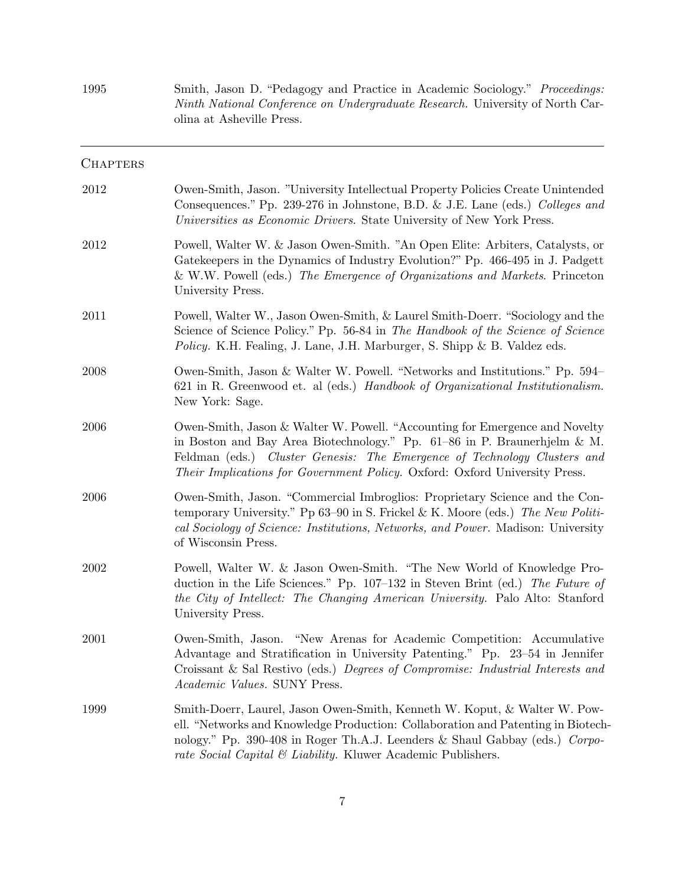1995 Smith, Jason D. "Pedagogy and Practice in Academic Sociology." *Proceedings: Ninth National Conference on Undergraduate Research.* University of North Carolina at Asheville Press.

---

## Chapters

2012 Owen-Smith, Jason. "University Intellectual Property Policies Create Unintended Consequences." Pp. 239-276 in Johnstone, B.D. & J.E. Lane (eds.) *Colleges and Universities as Economic Drivers*. State University of New York Press.

2012 Powell, Walter W. & Jason Owen-Smith. "An Open Elite: Arbiters, Catalysts, or Gatekeepers in the Dynamics of Industry Evolution?" Pp. 466-495 in J. Padgett & W.W. Powell (eds.) *The Emergence of Organizations and Markets*. Princeton University Press.

2011 Powell, Walter W., Jason Owen-Smith, & Laurel Smith-Doerr. "Sociology and the Science of Science Policy." Pp. 56-84 in *The Handbook of the Science of Science Policy.* K.H. Fealing, J. Lane, J.H. Marburger, S. Shipp & B. Valdez eds.

2008 Owen-Smith, Jason & Walter W. Powell. "Networks and Institutions." Pp. 594–621 in R. Greenwood et. al (eds.) *Handbook of Organizational Institutionalism.* New York: Sage.

2006 Owen-Smith, Jason & Walter W. Powell. "Accounting for Emergence and Novelty in Boston and Bay Area Biotechnology." Pp. 61–86 in P. Braunerhjelm & M. Feldman (eds.) *Cluster Genesis: The Emergence of Technology Clusters and Their Implications for Government Policy.* Oxford: Oxford University Press.

2006 Owen-Smith, Jason. "Commercial Imbroglios: Proprietary Science and the Contemporary University." Pp 63–90 in S. Frickel & K. Moore (eds.) *The New Political Sociology of Science: Institutions, Networks, and Power*. Madison: University of Wisconsin Press.

2002 Powell, Walter W. & Jason Owen-Smith. "The New World of Knowledge Production in the Life Sciences." Pp. 107–132 in Steven Brint (ed.) *The Future of the City of Intellect: The Changing American University.* Palo Alto: Stanford University Press.

2001 Owen-Smith, Jason. "New Arenas for Academic Competition: Accumulative Advantage and Stratification in University Patenting." Pp. 23–54 in Jennifer Croissant & Sal Restivo (eds.) *Degrees of Compromise: Industrial Interests and Academic Values.* SUNY Press.

1999 Smith-Doerr, Laurel, Jason Owen-Smith, Kenneth W. Koput, & Walter W. Powell. "Networks and Knowledge Production: Collaboration and Patenting in Biotechnology." Pp. 390-408 in Roger Th.A.J. Leenders & Shaul Gabbay (eds.) *Corporate Social Capital & Liability.* Kluwer Academic Publishers.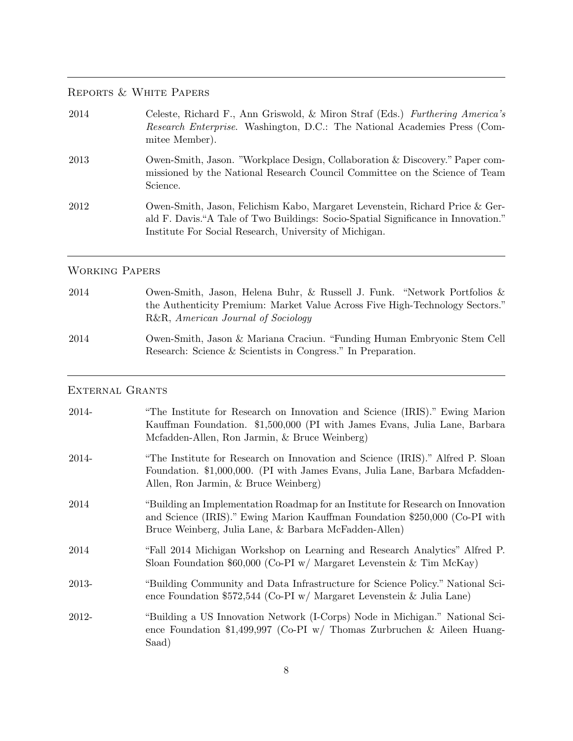## Reports & White Papers

2014 Celeste, Richard F., Ann Griswold, & Miron Straf (Eds.) *Furthering America's Research Enterprise*. Washington, D.C.: The National Academies Press (Commitee Member).

2013 Owen-Smith, Jason. "Workplace Design, Collaboration & Discovery." Paper commissioned by the National Research Council Committee on the Science of Team Science.

2012 Owen-Smith, Jason, Felichism Kabo, Margaret Levenstein, Richard Price & Gerald F. Davis."A Tale of Two Buildings: Socio-Spatial Significance in Innovation." Institute For Social Research, University of Michigan.

## Working Papers

2014 Owen-Smith, Jason, Helena Buhr, & Russell J. Funk. "Network Portfolios & the Authenticity Premium: Market Value Across Five High-Technology Sectors." R&R, *American Journal of Sociology*

2014 Owen-Smith, Jason & Mariana Craciun. "Funding Human Embryonic Stem Cell Research: Science & Scientists in Congress." In Preparation.

## External Grants

2014- "The Institute for Research on Innovation and Science (IRIS)." Ewing Marion Kauffman Foundation. $1,500,000 (PI with James Evans, Julia Lane, Barbara Mcfadden-Allen, Ron Jarmin, & Bruce Weinberg)

2014- "The Institute for Research on Innovation and Science (IRIS)." Alfred P. Sloan Foundation. $1,000,000. (PI with James Evans, Julia Lane, Barbara Mcfadden-Allen, Ron Jarmin, & Bruce Weinberg)

2014 "Building an Implementation Roadmap for an Institute for Research on Innovation and Science (IRIS)." Ewing Marion Kauffman Foundation $250,000 (Co-PI with Bruce Weinberg, Julia Lane, & Barbara McFadden-Allen)

2014 "Fall 2014 Michigan Workshop on Learning and Research Analytics" Alfred P. Sloan Foundation $60,000 (Co-PI w/ Margaret Levenstein & Tim McKay)

2013- "Building Community and Data Infrastructure for Science Policy." National Science Foundation $572,544 (Co-PI w/ Margaret Levenstein & Julia Lane)

2012- "Building a US Innovation Network (I-Corps) Node in Michigan." National Science Foundation $1,499,997 (Co-PI w/ Thomas Zurbruchen & Aileen Huang-Saad)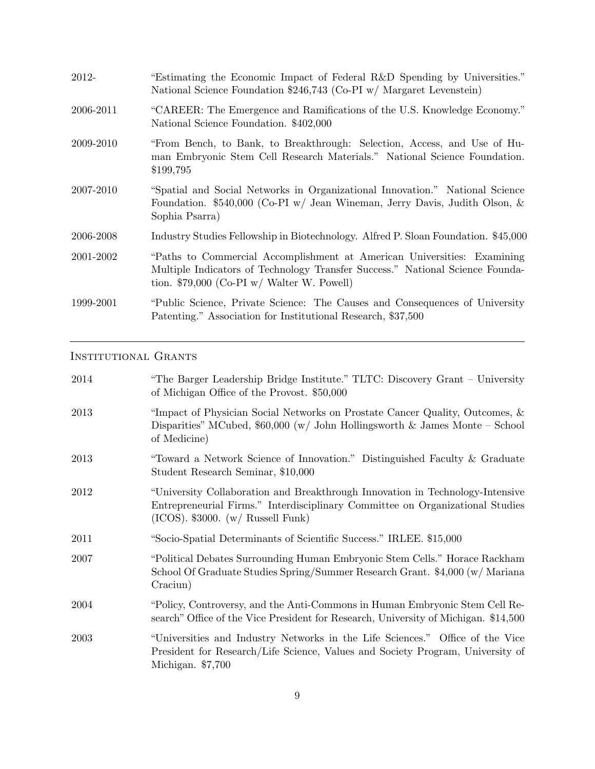2012- "Estimating the Economic Impact of Federal R&D Spending by Universities." National Science Foundation $246,743 (Co-PI w/ Margaret Levenstein)

2006-2011 "CAREER: The Emergence and Ramifications of the U.S. Knowledge Economy." National Science Foundation. $402,000

2009-2010 "From Bench, to Bank, to Breakthrough: Selection, Access, and Use of Human Embryonic Stem Cell Research Materials." National Science Foundation. $199,795

2007-2010 "Spatial and Social Networks in Organizational Innovation." National Science Foundation. $540,000 (Co-PI w/ Jean Wineman, Jerry Davis, Judith Olson, & Sophia Psarra)

2006-2008 Industry Studies Fellowship in Biotechnology. Alfred P. Sloan Foundation. $45,000

2001-2002 "Paths to Commercial Accomplishment at American Universities: Examining Multiple Indicators of Technology Transfer Success." National Science Foundation. $79,000 (Co-PI w/ Walter W. Powell)

1999-2001 "Public Science, Private Science: The Causes and Consequences of University Patenting." Association for Institutional Research, $37,500

---

## Institutional Grants

2014 "The Barger Leadership Bridge Institute." TLTC: Discovery Grant – University of Michigan Office of the Provost. $50,000

2013 "Impact of Physician Social Networks on Prostate Cancer Quality, Outcomes, & Disparities" MCubed, $60,000 (w/ John Hollingsworth & James Monte – School of Medicine)

2013 "Toward a Network Science of Innovation." Distinguished Faculty & Graduate Student Research Seminar, $10,000

2012 "University Collaboration and Breakthrough Innovation in Technology-Intensive Entrepreneurial Firms." Interdisciplinary Committee on Organizational Studies (ICOS). $3000. (w/ Russell Funk)

2011 "Socio-Spatial Determinants of Scientific Success." IRLEE. $15,000

2007 "Political Debates Surrounding Human Embryonic Stem Cells." Horace Rackham School Of Graduate Studies Spring/Summer Research Grant. $4,000 (w/ Mariana Craciun)

2004 "Policy, Controversy, and the Anti-Commons in Human Embryonic Stem Cell Research" Office of the Vice President for Research, University of Michigan. $14,500

2003 "Universities and Industry Networks in the Life Sciences." Office of the Vice President for Research/Life Science, Values and Society Program, University of Michigan. $7,700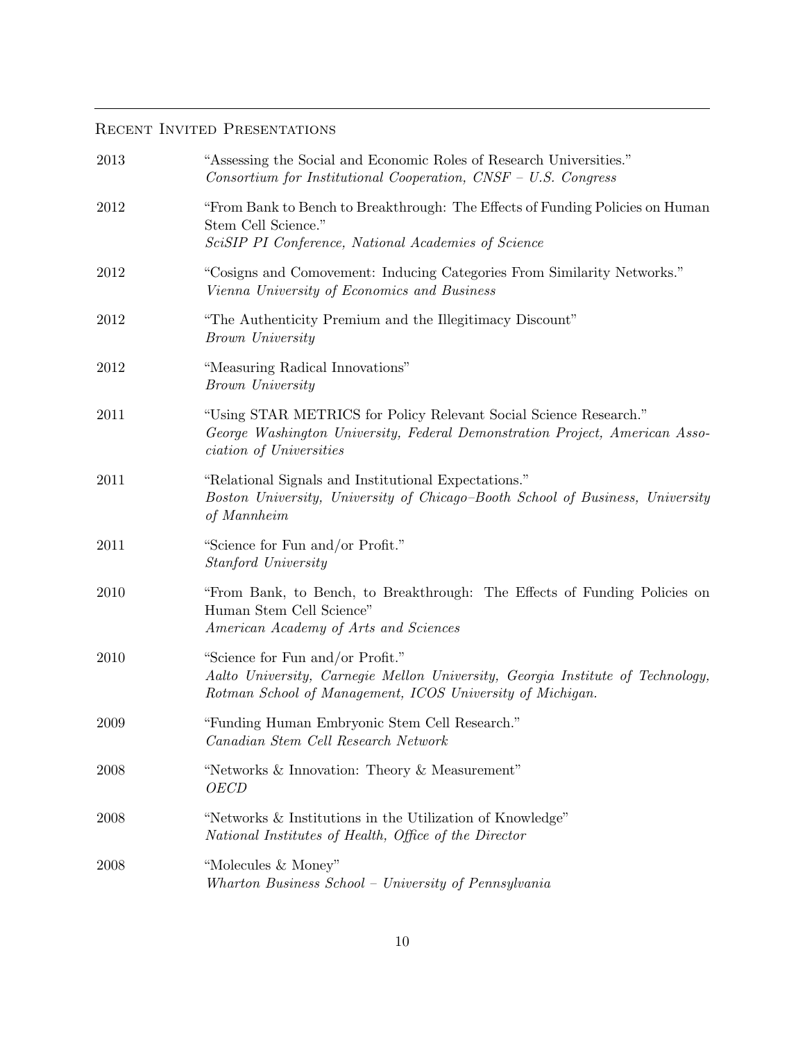## Recent Invited Presentations

2013 "Assessing the Social and Economic Roles of Research Universities."
*Consortium for Institutional Cooperation, CNSF – U.S. Congress*

2012 "From Bank to Bench to Breakthrough: The Effects of Funding Policies on Human Stem Cell Science."
*SciSIP PI Conference, National Academies of Science*

2012 "Cosigns and Comovement: Inducing Categories From Similarity Networks."
*Vienna University of Economics and Business*

2012 "The Authenticity Premium and the Illegitimacy Discount"
*Brown University*

2012 "Measuring Radical Innovations"
*Brown University*

2011 "Using STAR METRICS for Policy Relevant Social Science Research."
*George Washington University, Federal Demonstration Project, American Association of Universities*

2011 "Relational Signals and Institutional Expectations."
*Boston University, University of Chicago–Booth School of Business, University of Mannheim*

2011 "Science for Fun and/or Profit."
*Stanford University*

2010 "From Bank, to Bench, to Breakthrough: The Effects of Funding Policies on Human Stem Cell Science"
*American Academy of Arts and Sciences*

2010 "Science for Fun and/or Profit."
*Aalto University, Carnegie Mellon University, Georgia Institute of Technology, Rotman School of Management, ICOS University of Michigan.*

2009 "Funding Human Embryonic Stem Cell Research."
*Canadian Stem Cell Research Network*

2008 "Networks & Innovation: Theory & Measurement"
*OECD*

2008 "Networks & Institutions in the Utilization of Knowledge"
*National Institutes of Health, Office of the Director*

2008 "Molecules & Money"
*Wharton Business School – University of Pennsylvania*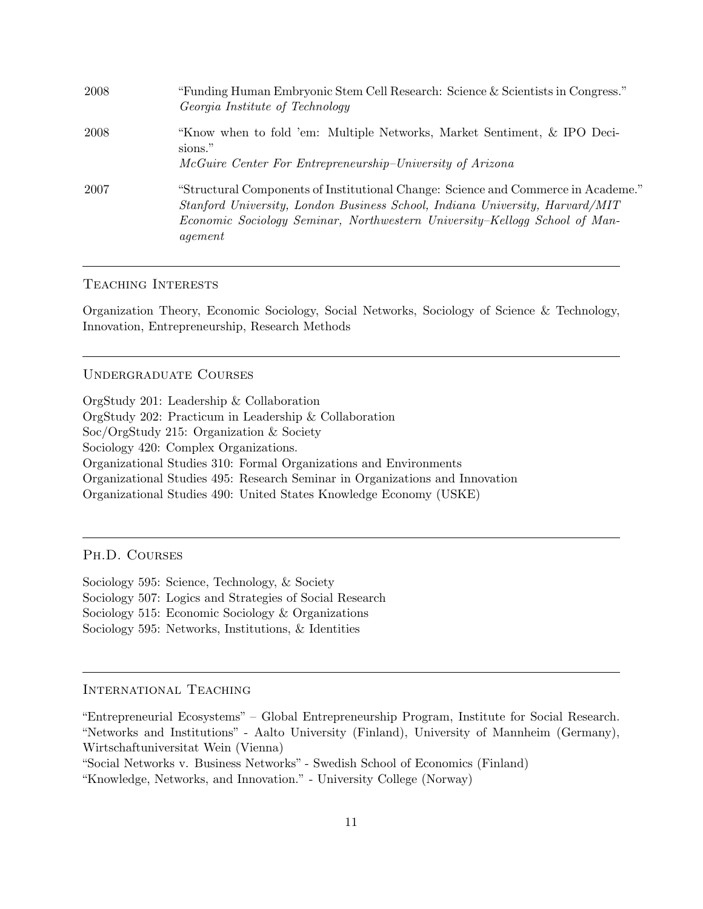2008 "Funding Human Embryonic Stem Cell Research: Science & Scientists in Congress."
*Georgia Institute of Technology*

2008 "Know when to fold 'em: Multiple Networks, Market Sentiment, & IPO Decisions."
*McGuire Center For Entrepreneurship–University of Arizona*

2007 "Structural Components of Institutional Change: Science and Commerce in Academe."
*Stanford University, London Business School, Indiana University, Harvard/MIT Economic Sociology Seminar, Northwestern University–Kellogg School of Management*

---

## Teaching Interests

Organization Theory, Economic Sociology, Social Networks, Sociology of Science & Technology, Innovation, Entrepreneurship, Research Methods

---

## Undergraduate Courses

OrgStudy 201: Leadership & Collaboration
OrgStudy 202: Practicum in Leadership & Collaboration
Soc/OrgStudy 215: Organization & Society
Sociology 420: Complex Organizations.
Organizational Studies 310: Formal Organizations and Environments
Organizational Studies 495: Research Seminar in Organizations and Innovation
Organizational Studies 490: United States Knowledge Economy (USKE)

---

## Ph.D. Courses

Sociology 595: Science, Technology, & Society
Sociology 507: Logics and Strategies of Social Research
Sociology 515: Economic Sociology & Organizations
Sociology 595: Networks, Institutions, & Identities

---

## International Teaching

"Entrepreneurial Ecosystems" – Global Entrepreneurship Program, Institute for Social Research.
"Networks and Institutions" - Aalto University (Finland), University of Mannheim (Germany), Wirtschaftuniversitat Wein (Vienna)
"Social Networks v. Business Networks" - Swedish School of Economics (Finland)
"Knowledge, Networks, and Innovation." - University College (Norway)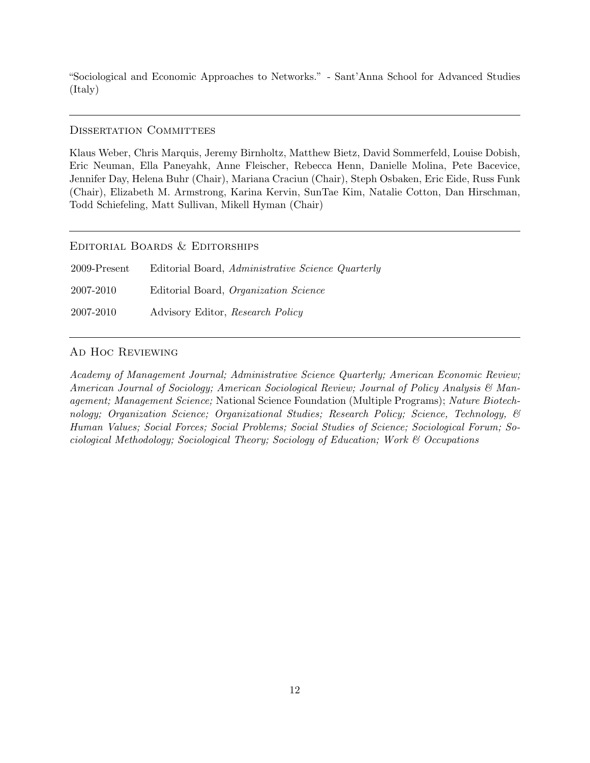"Sociological and Economic Approaches to Networks." - Sant'Anna School for Advanced Studies (Italy)

---

## Dissertation Committees

Klaus Weber, Chris Marquis, Jeremy Birnholtz, Matthew Bietz, David Sommerfeld, Louise Dobish, Eric Neuman, Ella Paneyahk, Anne Fleischer, Rebecca Henn, Danielle Molina, Pete Bacevice, Jennifer Day, Helena Buhr (Chair), Mariana Craciun (Chair), Steph Osbaken, Eric Eide, Russ Funk (Chair), Elizabeth M. Armstrong, Karina Kervin, SunTae Kim, Natalie Cotton, Dan Hirschman, Todd Schiefeling, Matt Sullivan, Mikell Hyman (Chair)

---

## Editorial Boards & Editorships

| | |
|---|---|
| 2009-Present | Editorial Board, *Administrative Science Quarterly* |
| 2007-2010 | Editorial Board, *Organization Science* |
| 2007-2010 | Advisory Editor, *Research Policy* |

---

## Ad Hoc Reviewing

*Academy of Management Journal; Administrative Science Quarterly; American Economic Review; American Journal of Sociology; American Sociological Review; Journal of Policy Analysis & Management; Management Science;* National Science Foundation (Multiple Programs); *Nature Biotechnology; Organization Science; Organizational Studies; Research Policy; Science, Technology, & Human Values; Social Forces; Social Problems; Social Studies of Science; Sociological Forum; Sociological Methodology; Sociological Theory; Sociology of Education; Work & Occupations*